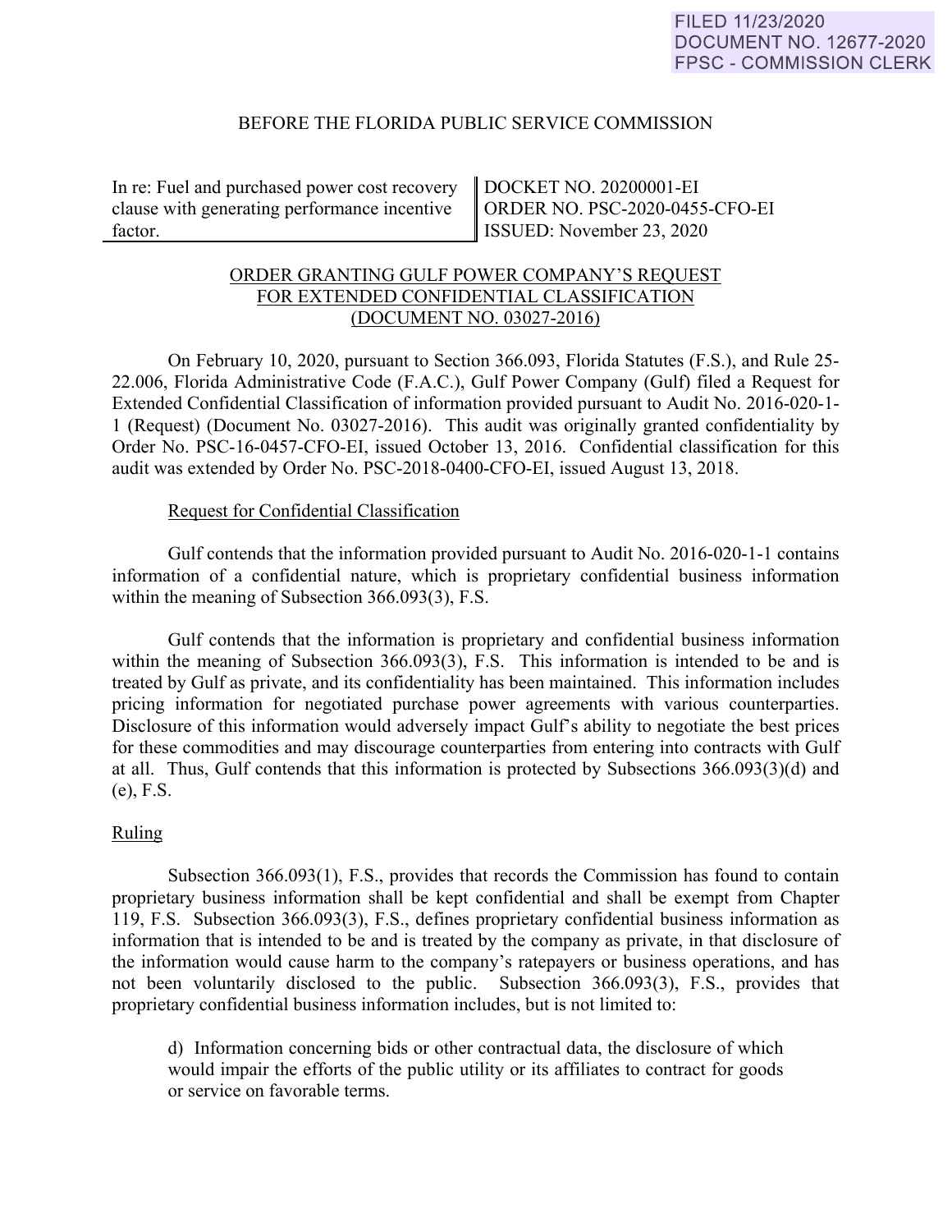FILED 11/23/2020
DOCUMENT NO. 12677-2020
FPSC - COMMISSION CLERK

BEFORE THE FLORIDA PUBLIC SERVICE COMMISSION

| In re: Fuel and purchased power cost recovery clause with generating performance incentive factor. | DOCKET NO. 20200001-EI<br>ORDER NO. PSC-2020-0455-CFO-EI<br>ISSUED: November 23, 2020 |
|---|---|

ORDER GRANTING GULF POWER COMPANY'S REQUEST FOR EXTENDED CONFIDENTIAL CLASSIFICATION (DOCUMENT NO. 03027-2016)

On February 10, 2020, pursuant to Section 366.093, Florida Statutes (F.S.), and Rule 25-22.006, Florida Administrative Code (F.A.C.), Gulf Power Company (Gulf) filed a Request for Extended Confidential Classification of information provided pursuant to Audit No. 2016-020-1-1 (Request) (Document No. 03027-2016). This audit was originally granted confidentiality by Order No. PSC-16-0457-CFO-EI, issued October 13, 2016. Confidential classification for this audit was extended by Order No. PSC-2018-0400-CFO-EI, issued August 13, 2018.

Request for Confidential Classification

Gulf contends that the information provided pursuant to Audit No. 2016-020-1-1 contains information of a confidential nature, which is proprietary confidential business information within the meaning of Subsection 366.093(3), F.S.

Gulf contends that the information is proprietary and confidential business information within the meaning of Subsection 366.093(3), F.S. This information is intended to be and is treated by Gulf as private, and its confidentiality has been maintained. This information includes pricing information for negotiated purchase power agreements with various counterparties. Disclosure of this information would adversely impact Gulf's ability to negotiate the best prices for these commodities and may discourage counterparties from entering into contracts with Gulf at all. Thus, Gulf contends that this information is protected by Subsections 366.093(3)(d) and (e), F.S.

Ruling

Subsection 366.093(1), F.S., provides that records the Commission has found to contain proprietary business information shall be kept confidential and shall be exempt from Chapter 119, F.S. Subsection 366.093(3), F.S., defines proprietary confidential business information as information that is intended to be and is treated by the company as private, in that disclosure of the information would cause harm to the company's ratepayers or business operations, and has not been voluntarily disclosed to the public. Subsection 366.093(3), F.S., provides that proprietary confidential business information includes, but is not limited to:

> d) Information concerning bids or other contractual data, the disclosure of which would impair the efforts of the public utility or its affiliates to contract for goods or service on favorable terms.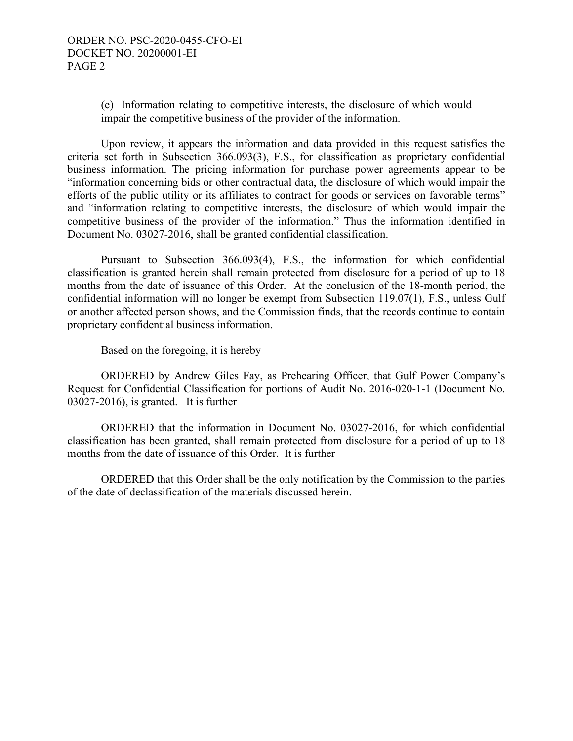(e) Information relating to competitive interests, the disclosure of which would impair the competitive business of the provider of the information.

Upon review, it appears the information and data provided in this request satisfies the criteria set forth in Subsection 366.093(3), F.S., for classification as proprietary confidential business information. The pricing information for purchase power agreements appear to be "information concerning bids or other contractual data, the disclosure of which would impair the efforts of the public utility or its affiliates to contract for goods or services on favorable terms" and "information relating to competitive interests, the disclosure of which would impair the competitive business of the provider of the information." Thus the information identified in Document No. 03027-2016, shall be granted confidential classification.

Pursuant to Subsection 366.093(4), F.S., the information for which confidential classification is granted herein shall remain protected from disclosure for a period of up to 18 months from the date of issuance of this Order. At the conclusion of the 18-month period, the confidential information will no longer be exempt from Subsection 119.07(1), F.S., unless Gulf or another affected person shows, and the Commission finds, that the records continue to contain proprietary confidential business information.

Based on the foregoing, it is hereby

ORDERED by Andrew Giles Fay, as Prehearing Officer, that Gulf Power Company's Request for Confidential Classification for portions of Audit No. 2016-020-1-1 (Document No. 03027-2016), is granted. It is further

ORDERED that the information in Document No. 03027-2016, for which confidential classification has been granted, shall remain protected from disclosure for a period of up to 18 months from the date of issuance of this Order. It is further

ORDERED that this Order shall be the only notification by the Commission to the parties of the date of declassification of the materials discussed herein.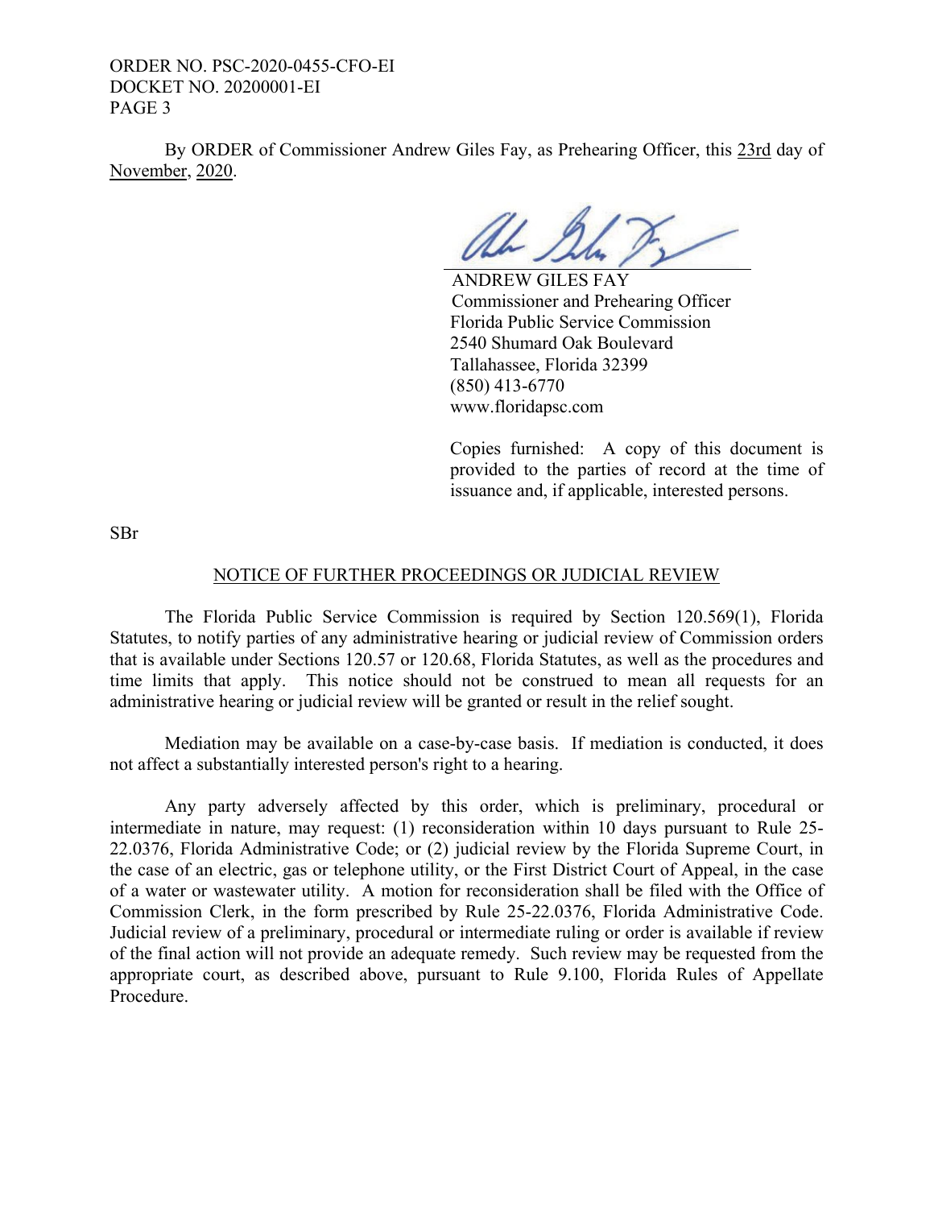By ORDER of Commissioner Andrew Giles Fay, as Prehearing Officer, this 23rd day of November, 2020.

ANDREW GILES FAY
Commissioner and Prehearing Officer
Florida Public Service Commission
2540 Shumard Oak Boulevard
Tallahassee, Florida 32399
(850) 413-6770
www.floridapsc.com

Copies furnished: A copy of this document is provided to the parties of record at the time of issuance and, if applicable, interested persons.

SBr

## NOTICE OF FURTHER PROCEEDINGS OR JUDICIAL REVIEW

The Florida Public Service Commission is required by Section 120.569(1), Florida Statutes, to notify parties of any administrative hearing or judicial review of Commission orders that is available under Sections 120.57 or 120.68, Florida Statutes, as well as the procedures and time limits that apply. This notice should not be construed to mean all requests for an administrative hearing or judicial review will be granted or result in the relief sought.

Mediation may be available on a case-by-case basis. If mediation is conducted, it does not affect a substantially interested person's right to a hearing.

Any party adversely affected by this order, which is preliminary, procedural or intermediate in nature, may request: (1) reconsideration within 10 days pursuant to Rule 25-22.0376, Florida Administrative Code; or (2) judicial review by the Florida Supreme Court, in the case of an electric, gas or telephone utility, or the First District Court of Appeal, in the case of a water or wastewater utility. A motion for reconsideration shall be filed with the Office of Commission Clerk, in the form prescribed by Rule 25-22.0376, Florida Administrative Code. Judicial review of a preliminary, procedural or intermediate ruling or order is available if review of the final action will not provide an adequate remedy. Such review may be requested from the appropriate court, as described above, pursuant to Rule 9.100, Florida Rules of Appellate Procedure.